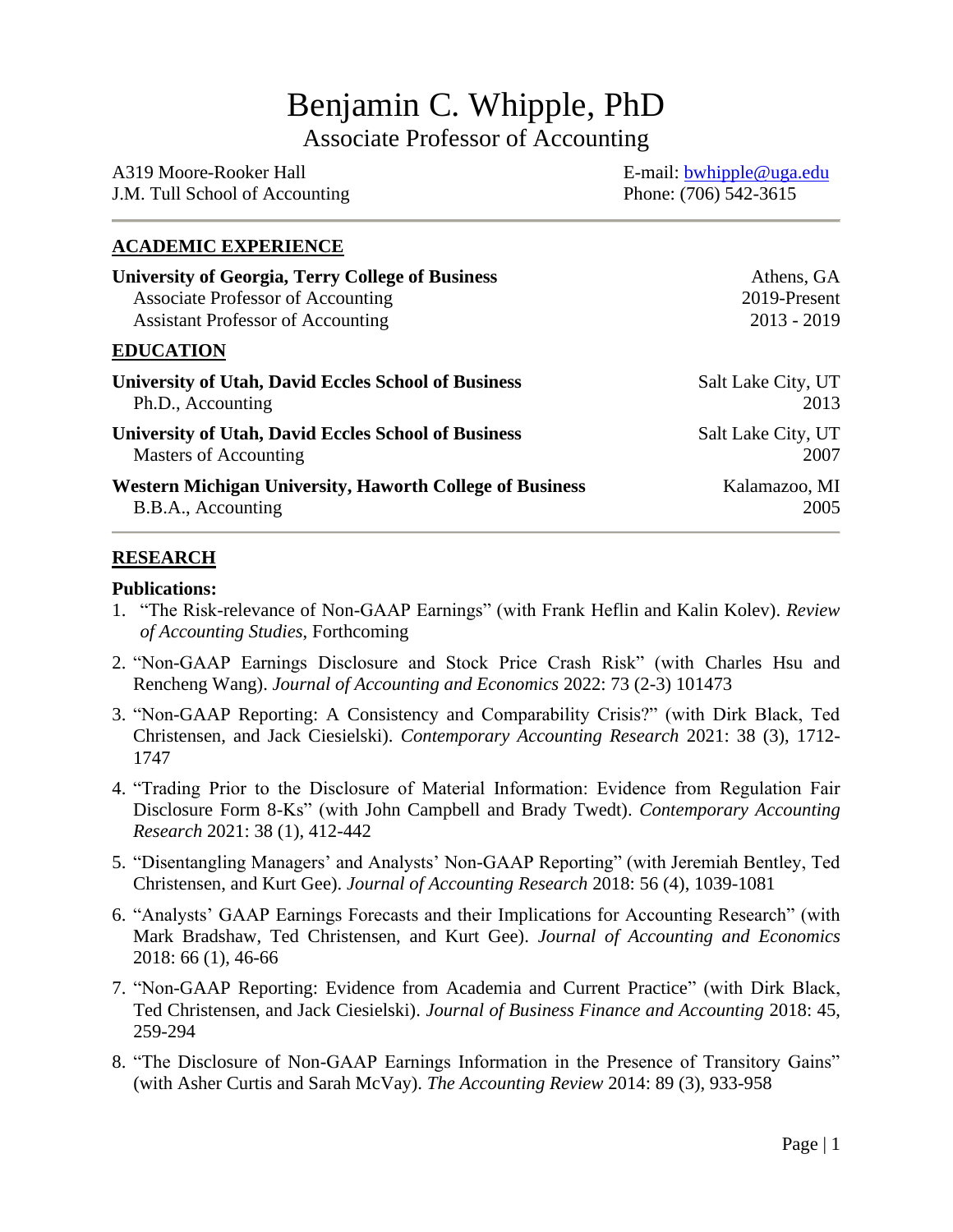# Benjamin C. Whipple, PhD

## Associate Professor of Accounting

A319 Moore-Rooker Hall
J.M. Tull School of Accounting

E-mail: bwhipple@uga.edu
Phone: (706) 542-3615

---

## ACADEMIC EXPERIENCE

**University of Georgia, Terry College of Business** — Athens, GA
- Associate Professor of Accounting — 2019-Present
- Assistant Professor of Accounting — 2013 - 2019

## EDUCATION

**University of Utah, David Eccles School of Business** — Salt Lake City, UT
- Ph.D., Accounting — 2013

**University of Utah, David Eccles School of Business** — Salt Lake City, UT
- Masters of Accounting — 2007

**Western Michigan University, Haworth College of Business** — Kalamazoo, MI
- B.B.A., Accounting — 2005

---

## RESEARCH

**Publications:**

1. "The Risk-relevance of Non-GAAP Earnings" (with Frank Heflin and Kalin Kolev). *Review of Accounting Studies*, Forthcoming

2. "Non-GAAP Earnings Disclosure and Stock Price Crash Risk" (with Charles Hsu and Rencheng Wang). *Journal of Accounting and Economics* 2022: 73 (2-3) 101473

3. "Non-GAAP Reporting: A Consistency and Comparability Crisis?" (with Dirk Black, Ted Christensen, and Jack Ciesielski). *Contemporary Accounting Research* 2021: 38 (3), 1712-1747

4. "Trading Prior to the Disclosure of Material Information: Evidence from Regulation Fair Disclosure Form 8-Ks" (with John Campbell and Brady Twedt). *Contemporary Accounting Research* 2021: 38 (1), 412-442

5. "Disentangling Managers' and Analysts' Non-GAAP Reporting" (with Jeremiah Bentley, Ted Christensen, and Kurt Gee). *Journal of Accounting Research* 2018: 56 (4), 1039-1081

6. "Analysts' GAAP Earnings Forecasts and their Implications for Accounting Research" (with Mark Bradshaw, Ted Christensen, and Kurt Gee). *Journal of Accounting and Economics* 2018: 66 (1), 46-66

7. "Non-GAAP Reporting: Evidence from Academia and Current Practice" (with Dirk Black, Ted Christensen, and Jack Ciesielski). *Journal of Business Finance and Accounting* 2018: 45, 259-294

8. "The Disclosure of Non-GAAP Earnings Information in the Presence of Transitory Gains" (with Asher Curtis and Sarah McVay). *The Accounting Review* 2014: 89 (3), 933-958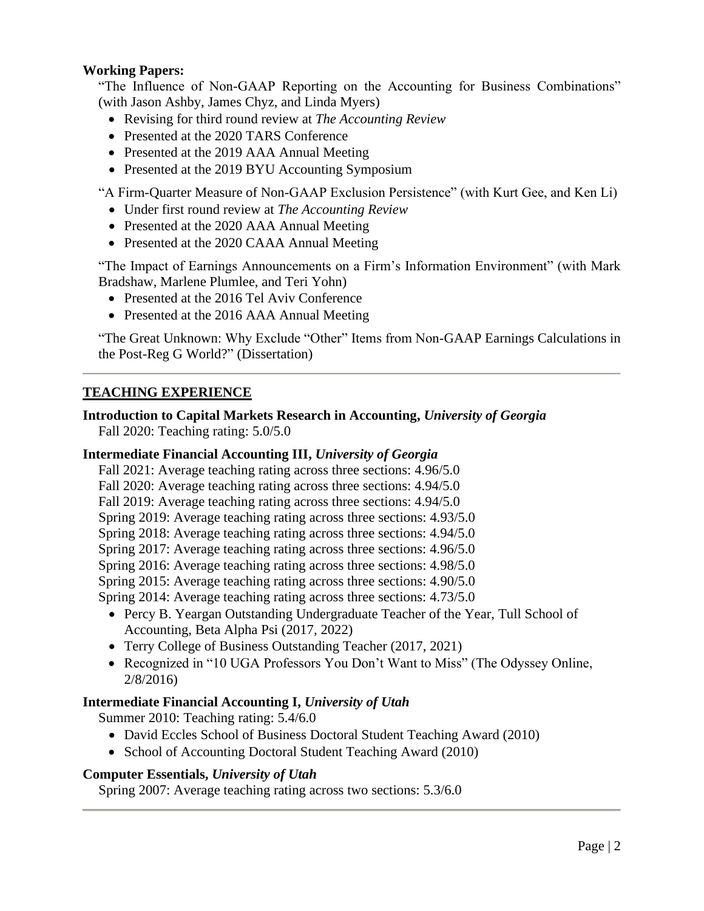**Working Papers:**

"The Influence of Non-GAAP Reporting on the Accounting for Business Combinations" (with Jason Ashby, James Chyz, and Linda Myers)

- Revising for third round review at *The Accounting Review*
- Presented at the 2020 TARS Conference
- Presented at the 2019 AAA Annual Meeting
- Presented at the 2019 BYU Accounting Symposium

"A Firm-Quarter Measure of Non-GAAP Exclusion Persistence" (with Kurt Gee, and Ken Li)

- Under first round review at *The Accounting Review*
- Presented at the 2020 AAA Annual Meeting
- Presented at the 2020 CAAA Annual Meeting

"The Impact of Earnings Announcements on a Firm's Information Environment" (with Mark Bradshaw, Marlene Plumlee, and Teri Yohn)

- Presented at the 2016 Tel Aviv Conference
- Presented at the 2016 AAA Annual Meeting

"The Great Unknown: Why Exclude "Other" Items from Non-GAAP Earnings Calculations in the Post-Reg G World?" (Dissertation)

---

## TEACHING EXPERIENCE

**Introduction to Capital Markets Research in Accounting, *University of Georgia***

Fall 2020: Teaching rating: 5.0/5.0

**Intermediate Financial Accounting III, *University of Georgia***

Fall 2021: Average teaching rating across three sections: 4.96/5.0
Fall 2020: Average teaching rating across three sections: 4.94/5.0
Fall 2019: Average teaching rating across three sections: 4.94/5.0
Spring 2019: Average teaching rating across three sections: 4.93/5.0
Spring 2018: Average teaching rating across three sections: 4.94/5.0
Spring 2017: Average teaching rating across three sections: 4.96/5.0
Spring 2016: Average teaching rating across three sections: 4.98/5.0
Spring 2015: Average teaching rating across three sections: 4.90/5.0
Spring 2014: Average teaching rating across three sections: 4.73/5.0

- Percy B. Yeargan Outstanding Undergraduate Teacher of the Year, Tull School of Accounting, Beta Alpha Psi (2017, 2022)
- Terry College of Business Outstanding Teacher (2017, 2021)
- Recognized in "10 UGA Professors You Don't Want to Miss" (The Odyssey Online, 2/8/2016)

**Intermediate Financial Accounting I, *University of Utah***

Summer 2010: Teaching rating: 5.4/6.0

- David Eccles School of Business Doctoral Student Teaching Award (2010)
- School of Accounting Doctoral Student Teaching Award (2010)

**Computer Essentials, *University of Utah***

Spring 2007: Average teaching rating across two sections: 5.3/6.0

---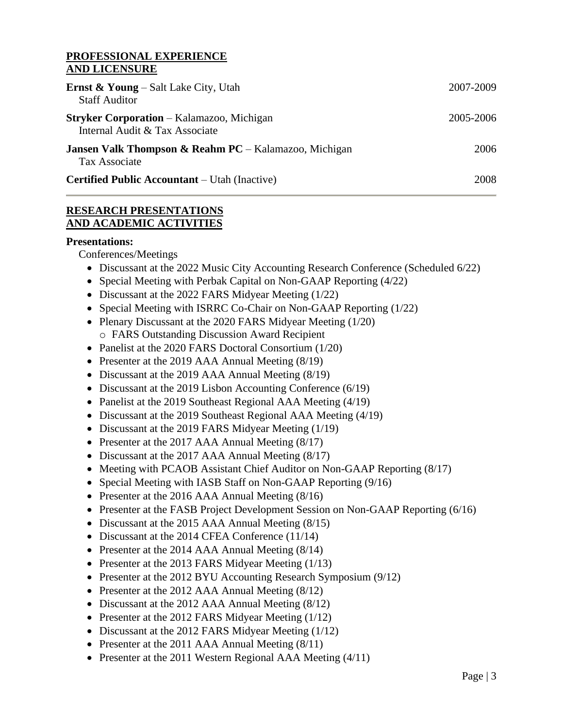## PROFESSIONAL EXPERIENCE AND LICENSURE

**Ernst & Young** – Salt Lake City, Utah — 2007-2009
Staff Auditor

**Stryker Corporation** – Kalamazoo, Michigan — 2005-2006
Internal Audit & Tax Associate

**Jansen Valk Thompson & Reahm PC** – Kalamazoo, Michigan — 2006
Tax Associate

**Certified Public Accountant** – Utah (Inactive) — 2008

---

## RESEARCH PRESENTATIONS AND ACADEMIC ACTIVITIES

**Presentations:**

Conferences/Meetings

- Discussant at the 2022 Music City Accounting Research Conference (Scheduled 6/22)
- Special Meeting with Perbak Capital on Non-GAAP Reporting (4/22)
- Discussant at the 2022 FARS Midyear Meeting (1/22)
- Special Meeting with ISRRC Co-Chair on Non-GAAP Reporting (1/22)
- Plenary Discussant at the 2020 FARS Midyear Meeting (1/20)
  - FARS Outstanding Discussion Award Recipient
- Panelist at the 2020 FARS Doctoral Consortium (1/20)
- Presenter at the 2019 AAA Annual Meeting (8/19)
- Discussant at the 2019 AAA Annual Meeting (8/19)
- Discussant at the 2019 Lisbon Accounting Conference (6/19)
- Panelist at the 2019 Southeast Regional AAA Meeting (4/19)
- Discussant at the 2019 Southeast Regional AAA Meeting (4/19)
- Discussant at the 2019 FARS Midyear Meeting (1/19)
- Presenter at the 2017 AAA Annual Meeting (8/17)
- Discussant at the 2017 AAA Annual Meeting (8/17)
- Meeting with PCAOB Assistant Chief Auditor on Non-GAAP Reporting (8/17)
- Special Meeting with IASB Staff on Non-GAAP Reporting (9/16)
- Presenter at the 2016 AAA Annual Meeting (8/16)
- Presenter at the FASB Project Development Session on Non-GAAP Reporting (6/16)
- Discussant at the 2015 AAA Annual Meeting (8/15)
- Discussant at the 2014 CFEA Conference (11/14)
- Presenter at the 2014 AAA Annual Meeting (8/14)
- Presenter at the 2013 FARS Midyear Meeting (1/13)
- Presenter at the 2012 BYU Accounting Research Symposium (9/12)
- Presenter at the 2012 AAA Annual Meeting (8/12)
- Discussant at the 2012 AAA Annual Meeting (8/12)
- Presenter at the 2012 FARS Midyear Meeting (1/12)
- Discussant at the 2012 FARS Midyear Meeting (1/12)
- Presenter at the 2011 AAA Annual Meeting (8/11)
- Presenter at the 2011 Western Regional AAA Meeting (4/11)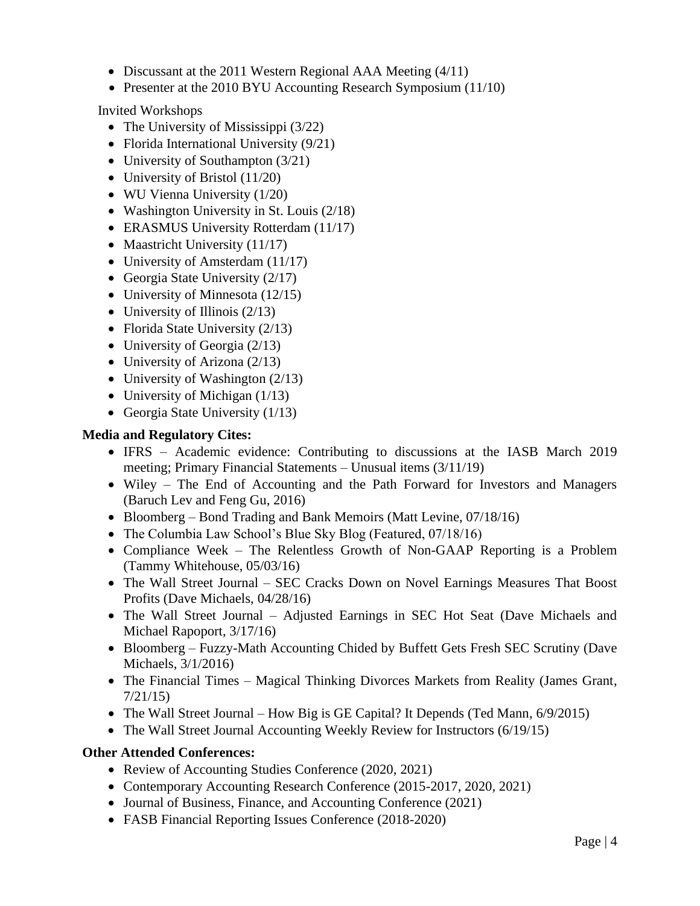- Discussant at the 2011 Western Regional AAA Meeting (4/11)
- Presenter at the 2010 BYU Accounting Research Symposium (11/10)

Invited Workshops

- The University of Mississippi (3/22)
- Florida International University (9/21)
- University of Southampton (3/21)
- University of Bristol (11/20)
- WU Vienna University (1/20)
- Washington University in St. Louis (2/18)
- ERASMUS University Rotterdam (11/17)
- Maastricht University (11/17)
- University of Amsterdam (11/17)
- Georgia State University (2/17)
- University of Minnesota (12/15)
- University of Illinois (2/13)
- Florida State University (2/13)
- University of Georgia (2/13)
- University of Arizona (2/13)
- University of Washington (2/13)
- University of Michigan (1/13)
- Georgia State University (1/13)

**Media and Regulatory Cites:**

- IFRS – Academic evidence: Contributing to discussions at the IASB March 2019 meeting; Primary Financial Statements – Unusual items (3/11/19)
- Wiley – The End of Accounting and the Path Forward for Investors and Managers (Baruch Lev and Feng Gu, 2016)
- Bloomberg – Bond Trading and Bank Memoirs (Matt Levine, 07/18/16)
- The Columbia Law School's Blue Sky Blog (Featured, 07/18/16)
- Compliance Week – The Relentless Growth of Non-GAAP Reporting is a Problem (Tammy Whitehouse, 05/03/16)
- The Wall Street Journal – SEC Cracks Down on Novel Earnings Measures That Boost Profits (Dave Michaels, 04/28/16)
- The Wall Street Journal – Adjusted Earnings in SEC Hot Seat (Dave Michaels and Michael Rapoport, 3/17/16)
- Bloomberg – Fuzzy-Math Accounting Chided by Buffett Gets Fresh SEC Scrutiny (Dave Michaels, 3/1/2016)
- The Financial Times – Magical Thinking Divorces Markets from Reality (James Grant, 7/21/15)
- The Wall Street Journal – How Big is GE Capital? It Depends (Ted Mann, 6/9/2015)
- The Wall Street Journal Accounting Weekly Review for Instructors (6/19/15)

**Other Attended Conferences:**

- Review of Accounting Studies Conference (2020, 2021)
- Contemporary Accounting Research Conference (2015-2017, 2020, 2021)
- Journal of Business, Finance, and Accounting Conference (2021)
- FASB Financial Reporting Issues Conference (2018-2020)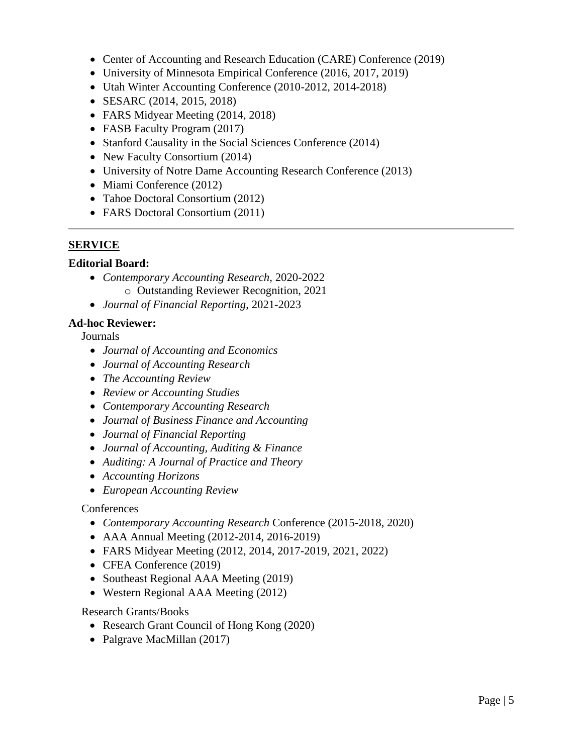- Center of Accounting and Research Education (CARE) Conference (2019)
- University of Minnesota Empirical Conference (2016, 2017, 2019)
- Utah Winter Accounting Conference (2010-2012, 2014-2018)
- SESARC (2014, 2015, 2018)
- FARS Midyear Meeting (2014, 2018)
- FASB Faculty Program (2017)
- Stanford Causality in the Social Sciences Conference (2014)
- New Faculty Consortium (2014)
- University of Notre Dame Accounting Research Conference (2013)
- Miami Conference (2012)
- Tahoe Doctoral Consortium (2012)
- FARS Doctoral Consortium (2011)

---

## SERVICE

**Editorial Board:**

- *Contemporary Accounting Research*, 2020-2022
  - Outstanding Reviewer Recognition, 2021
- *Journal of Financial Reporting*, 2021-2023

**Ad-hoc Reviewer:**

Journals

- *Journal of Accounting and Economics*
- *Journal of Accounting Research*
- *The Accounting Review*
- *Review or Accounting Studies*
- *Contemporary Accounting Research*
- *Journal of Business Finance and Accounting*
- *Journal of Financial Reporting*
- *Journal of Accounting, Auditing & Finance*
- *Auditing: A Journal of Practice and Theory*
- *Accounting Horizons*
- *European Accounting Review*

Conferences

- *Contemporary Accounting Research* Conference (2015-2018, 2020)
- AAA Annual Meeting (2012-2014, 2016-2019)
- FARS Midyear Meeting (2012, 2014, 2017-2019, 2021, 2022)
- CFEA Conference (2019)
- Southeast Regional AAA Meeting (2019)
- Western Regional AAA Meeting (2012)

Research Grants/Books

- Research Grant Council of Hong Kong (2020)
- Palgrave MacMillan (2017)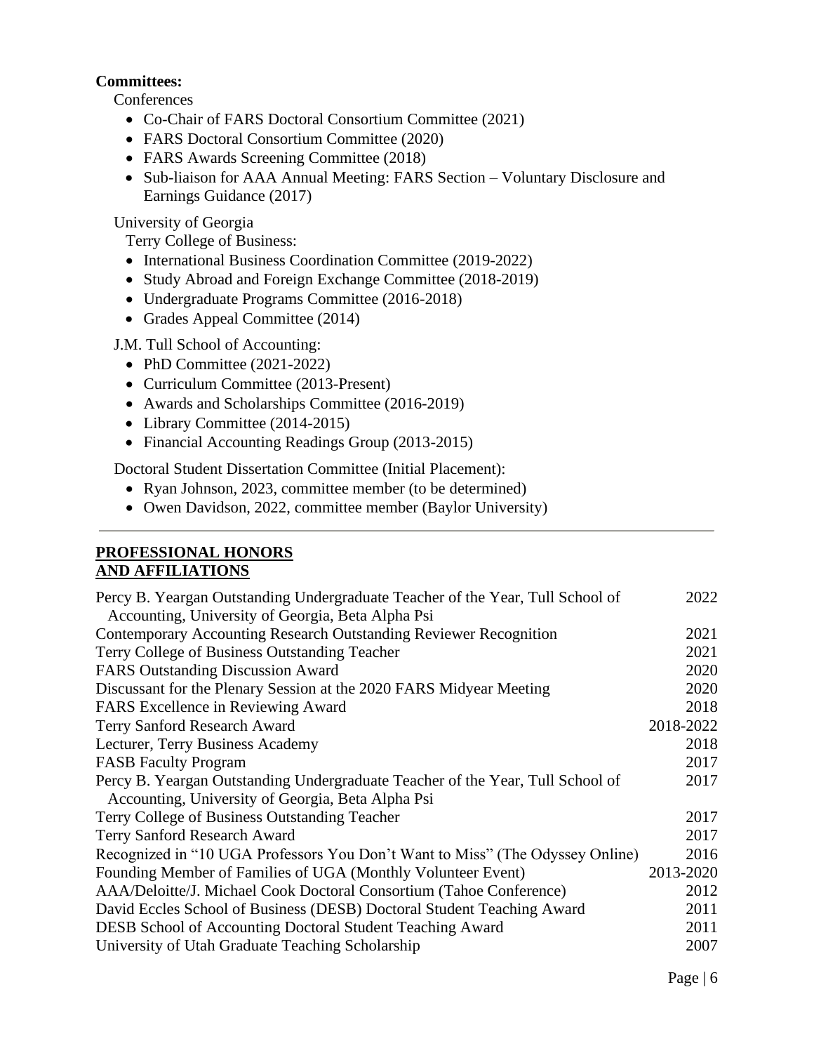**Committees:**

Conferences

- Co-Chair of FARS Doctoral Consortium Committee (2021)
- FARS Doctoral Consortium Committee (2020)
- FARS Awards Screening Committee (2018)
- Sub-liaison for AAA Annual Meeting: FARS Section – Voluntary Disclosure and Earnings Guidance (2017)

University of Georgia

Terry College of Business:

- International Business Coordination Committee (2019-2022)
- Study Abroad and Foreign Exchange Committee (2018-2019)
- Undergraduate Programs Committee (2016-2018)
- Grades Appeal Committee (2014)

J.M. Tull School of Accounting:

- PhD Committee (2021-2022)
- Curriculum Committee (2013-Present)
- Awards and Scholarships Committee (2016-2019)
- Library Committee (2014-2015)
- Financial Accounting Readings Group (2013-2015)

Doctoral Student Dissertation Committee (Initial Placement):

- Ryan Johnson, 2023, committee member (to be determined)
- Owen Davidson, 2022, committee member (Baylor University)

---

## PROFESSIONAL HONORS AND AFFILIATIONS

| | |
|---|---|
| Percy B. Yeargan Outstanding Undergraduate Teacher of the Year, Tull School of Accounting, University of Georgia, Beta Alpha Psi | 2022 |
| Contemporary Accounting Research Outstanding Reviewer Recognition | 2021 |
| Terry College of Business Outstanding Teacher | 2021 |
| FARS Outstanding Discussion Award | 2020 |
| Discussant for the Plenary Session at the 2020 FARS Midyear Meeting | 2020 |
| FARS Excellence in Reviewing Award | 2018 |
| Terry Sanford Research Award | 2018-2022 |
| Lecturer, Terry Business Academy | 2018 |
| FASB Faculty Program | 2017 |
| Percy B. Yeargan Outstanding Undergraduate Teacher of the Year, Tull School of Accounting, University of Georgia, Beta Alpha Psi | 2017 |
| Terry College of Business Outstanding Teacher | 2017 |
| Terry Sanford Research Award | 2017 |
| Recognized in "10 UGA Professors You Don't Want to Miss" (The Odyssey Online) | 2016 |
| Founding Member of Families of UGA (Monthly Volunteer Event) | 2013-2020 |
| AAA/Deloitte/J. Michael Cook Doctoral Consortium (Tahoe Conference) | 2012 |
| David Eccles School of Business (DESB) Doctoral Student Teaching Award | 2011 |
| DESB School of Accounting Doctoral Student Teaching Award | 2011 |
| University of Utah Graduate Teaching Scholarship | 2007 |